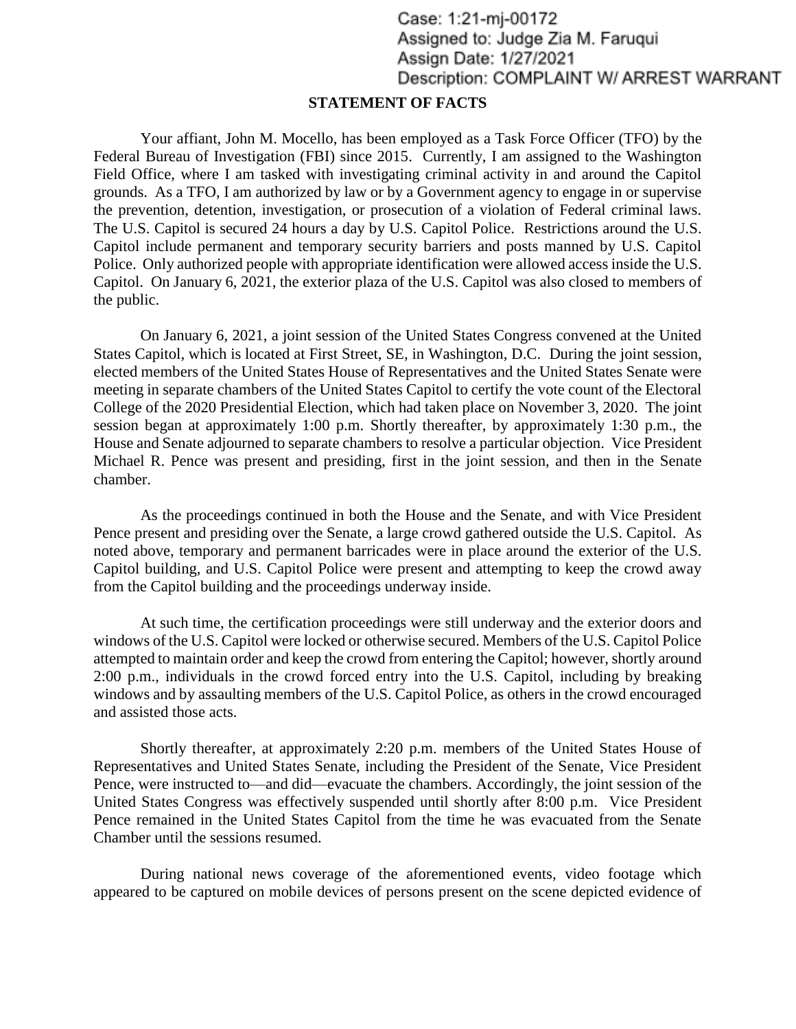Case: 1:21-mj-00172
Assigned to: Judge Zia M. Faruqui
Assign Date: 1/27/2021
Description: COMPLAINT W/ ARREST WARRANT

## STATEMENT OF FACTS

Your affiant, John M. Mocello, has been employed as a Task Force Officer (TFO) by the Federal Bureau of Investigation (FBI) since 2015. Currently, I am assigned to the Washington Field Office, where I am tasked with investigating criminal activity in and around the Capitol grounds. As a TFO, I am authorized by law or by a Government agency to engage in or supervise the prevention, detention, investigation, or prosecution of a violation of Federal criminal laws. The U.S. Capitol is secured 24 hours a day by U.S. Capitol Police. Restrictions around the U.S. Capitol include permanent and temporary security barriers and posts manned by U.S. Capitol Police. Only authorized people with appropriate identification were allowed access inside the U.S. Capitol. On January 6, 2021, the exterior plaza of the U.S. Capitol was also closed to members of the public.

On January 6, 2021, a joint session of the United States Congress convened at the United States Capitol, which is located at First Street, SE, in Washington, D.C. During the joint session, elected members of the United States House of Representatives and the United States Senate were meeting in separate chambers of the United States Capitol to certify the vote count of the Electoral College of the 2020 Presidential Election, which had taken place on November 3, 2020. The joint session began at approximately 1:00 p.m. Shortly thereafter, by approximately 1:30 p.m., the House and Senate adjourned to separate chambers to resolve a particular objection. Vice President Michael R. Pence was present and presiding, first in the joint session, and then in the Senate chamber.

As the proceedings continued in both the House and the Senate, and with Vice President Pence present and presiding over the Senate, a large crowd gathered outside the U.S. Capitol. As noted above, temporary and permanent barricades were in place around the exterior of the U.S. Capitol building, and U.S. Capitol Police were present and attempting to keep the crowd away from the Capitol building and the proceedings underway inside.

At such time, the certification proceedings were still underway and the exterior doors and windows of the U.S. Capitol were locked or otherwise secured. Members of the U.S. Capitol Police attempted to maintain order and keep the crowd from entering the Capitol; however, shortly around 2:00 p.m., individuals in the crowd forced entry into the U.S. Capitol, including by breaking windows and by assaulting members of the U.S. Capitol Police, as others in the crowd encouraged and assisted those acts.

Shortly thereafter, at approximately 2:20 p.m. members of the United States House of Representatives and United States Senate, including the President of the Senate, Vice President Pence, were instructed to—and did—evacuate the chambers. Accordingly, the joint session of the United States Congress was effectively suspended until shortly after 8:00 p.m. Vice President Pence remained in the United States Capitol from the time he was evacuated from the Senate Chamber until the sessions resumed.

During national news coverage of the aforementioned events, video footage which appeared to be captured on mobile devices of persons present on the scene depicted evidence of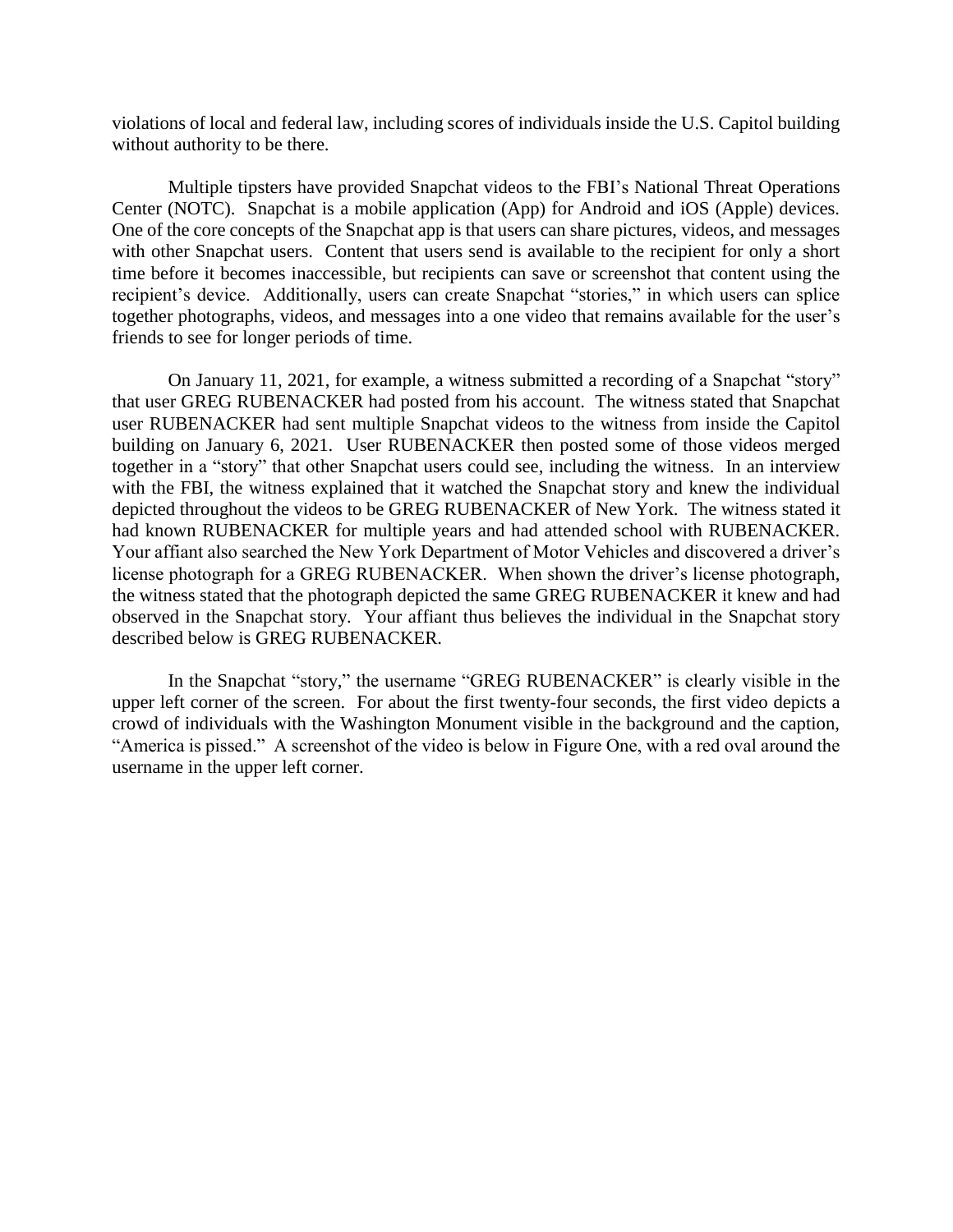violations of local and federal law, including scores of individuals inside the U.S. Capitol building without authority to be there.

Multiple tipsters have provided Snapchat videos to the FBI's National Threat Operations Center (NOTC). Snapchat is a mobile application (App) for Android and iOS (Apple) devices. One of the core concepts of the Snapchat app is that users can share pictures, videos, and messages with other Snapchat users. Content that users send is available to the recipient for only a short time before it becomes inaccessible, but recipients can save or screenshot that content using the recipient's device. Additionally, users can create Snapchat "stories," in which users can splice together photographs, videos, and messages into a one video that remains available for the user's friends to see for longer periods of time.

On January 11, 2021, for example, a witness submitted a recording of a Snapchat "story" that user GREG RUBENACKER had posted from his account. The witness stated that Snapchat user RUBENACKER had sent multiple Snapchat videos to the witness from inside the Capitol building on January 6, 2021. User RUBENACKER then posted some of those videos merged together in a "story" that other Snapchat users could see, including the witness. In an interview with the FBI, the witness explained that it watched the Snapchat story and knew the individual depicted throughout the videos to be GREG RUBENACKER of New York. The witness stated it had known RUBENACKER for multiple years and had attended school with RUBENACKER. Your affiant also searched the New York Department of Motor Vehicles and discovered a driver's license photograph for a GREG RUBENACKER. When shown the driver's license photograph, the witness stated that the photograph depicted the same GREG RUBENACKER it knew and had observed in the Snapchat story. Your affiant thus believes the individual in the Snapchat story described below is GREG RUBENACKER.

In the Snapchat "story," the username "GREG RUBENACKER" is clearly visible in the upper left corner of the screen. For about the first twenty-four seconds, the first video depicts a crowd of individuals with the Washington Monument visible in the background and the caption, "America is pissed." A screenshot of the video is below in Figure One, with a red oval around the username in the upper left corner.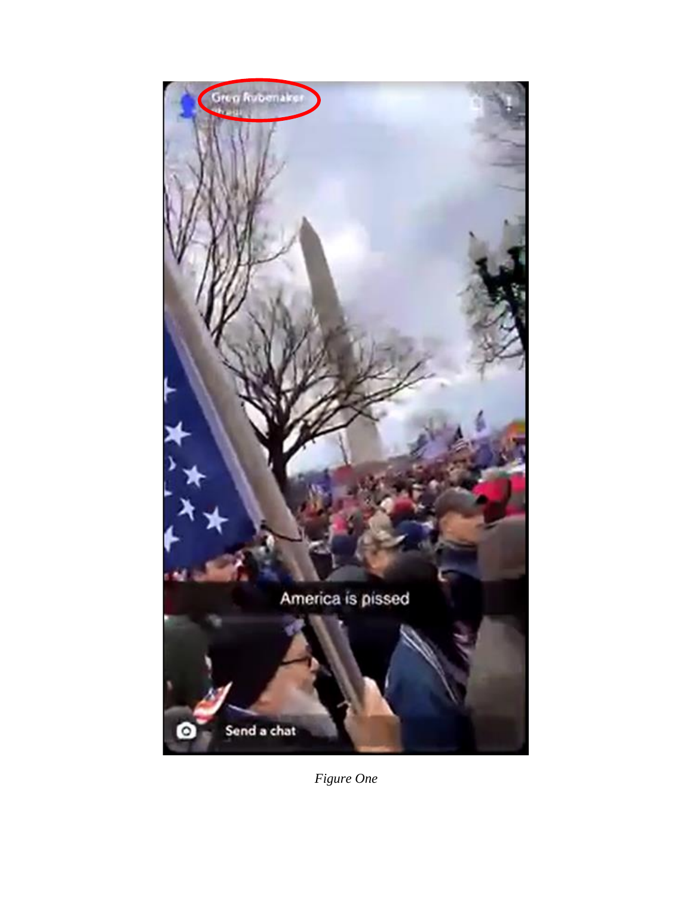*Figure One*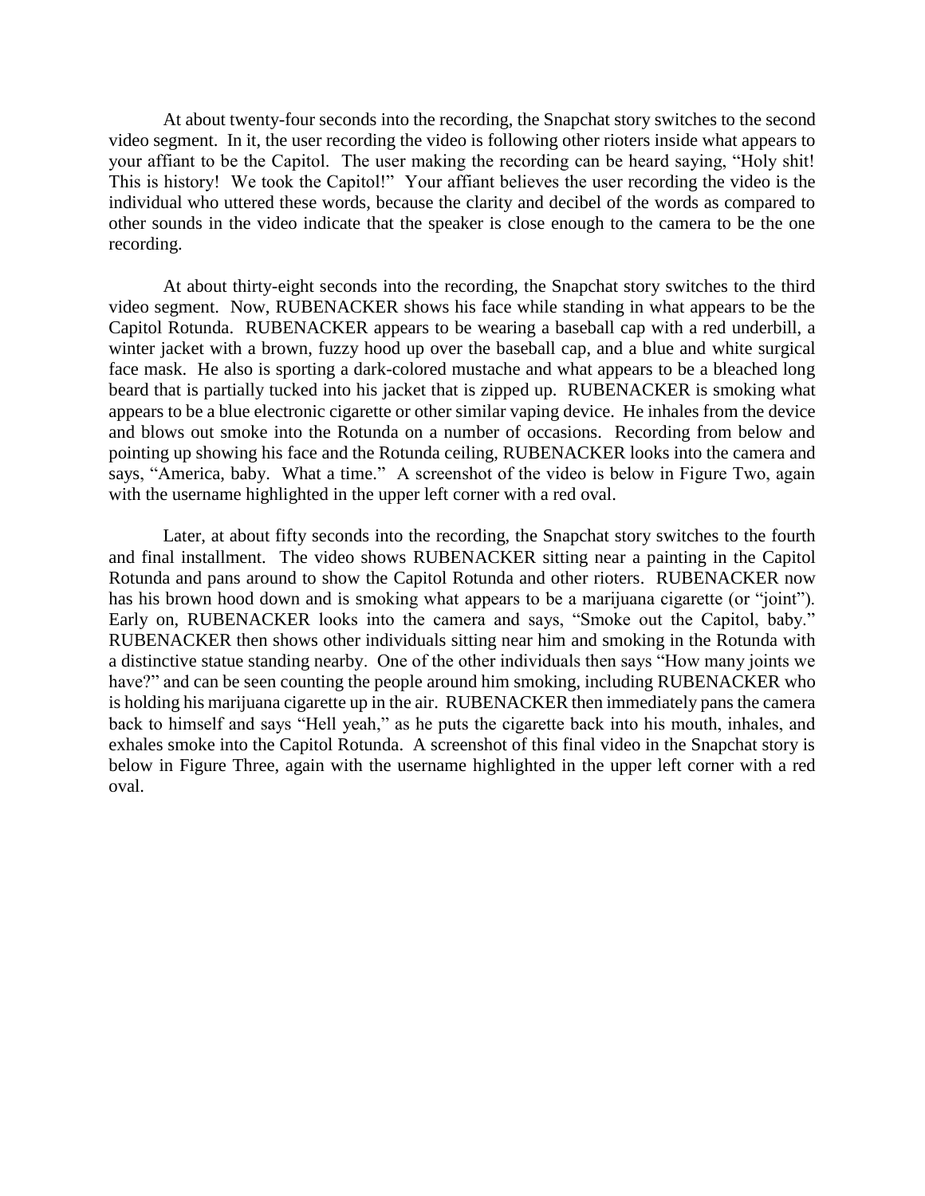At about twenty-four seconds into the recording, the Snapchat story switches to the second video segment. In it, the user recording the video is following other rioters inside what appears to your affiant to be the Capitol. The user making the recording can be heard saying, "Holy shit! This is history! We took the Capitol!" Your affiant believes the user recording the video is the individual who uttered these words, because the clarity and decibel of the words as compared to other sounds in the video indicate that the speaker is close enough to the camera to be the one recording.

At about thirty-eight seconds into the recording, the Snapchat story switches to the third video segment. Now, RUBENACKER shows his face while standing in what appears to be the Capitol Rotunda. RUBENACKER appears to be wearing a baseball cap with a red underbill, a winter jacket with a brown, fuzzy hood up over the baseball cap, and a blue and white surgical face mask. He also is sporting a dark-colored mustache and what appears to be a bleached long beard that is partially tucked into his jacket that is zipped up. RUBENACKER is smoking what appears to be a blue electronic cigarette or other similar vaping device. He inhales from the device and blows out smoke into the Rotunda on a number of occasions. Recording from below and pointing up showing his face and the Rotunda ceiling, RUBENACKER looks into the camera and says, "America, baby. What a time." A screenshot of the video is below in Figure Two, again with the username highlighted in the upper left corner with a red oval.

Later, at about fifty seconds into the recording, the Snapchat story switches to the fourth and final installment. The video shows RUBENACKER sitting near a painting in the Capitol Rotunda and pans around to show the Capitol Rotunda and other rioters. RUBENACKER now has his brown hood down and is smoking what appears to be a marijuana cigarette (or "joint"). Early on, RUBENACKER looks into the camera and says, "Smoke out the Capitol, baby." RUBENACKER then shows other individuals sitting near him and smoking in the Rotunda with a distinctive statue standing nearby. One of the other individuals then says "How many joints we have?" and can be seen counting the people around him smoking, including RUBENACKER who is holding his marijuana cigarette up in the air. RUBENACKER then immediately pans the camera back to himself and says "Hell yeah," as he puts the cigarette back into his mouth, inhales, and exhales smoke into the Capitol Rotunda. A screenshot of this final video in the Snapchat story is below in Figure Three, again with the username highlighted in the upper left corner with a red oval.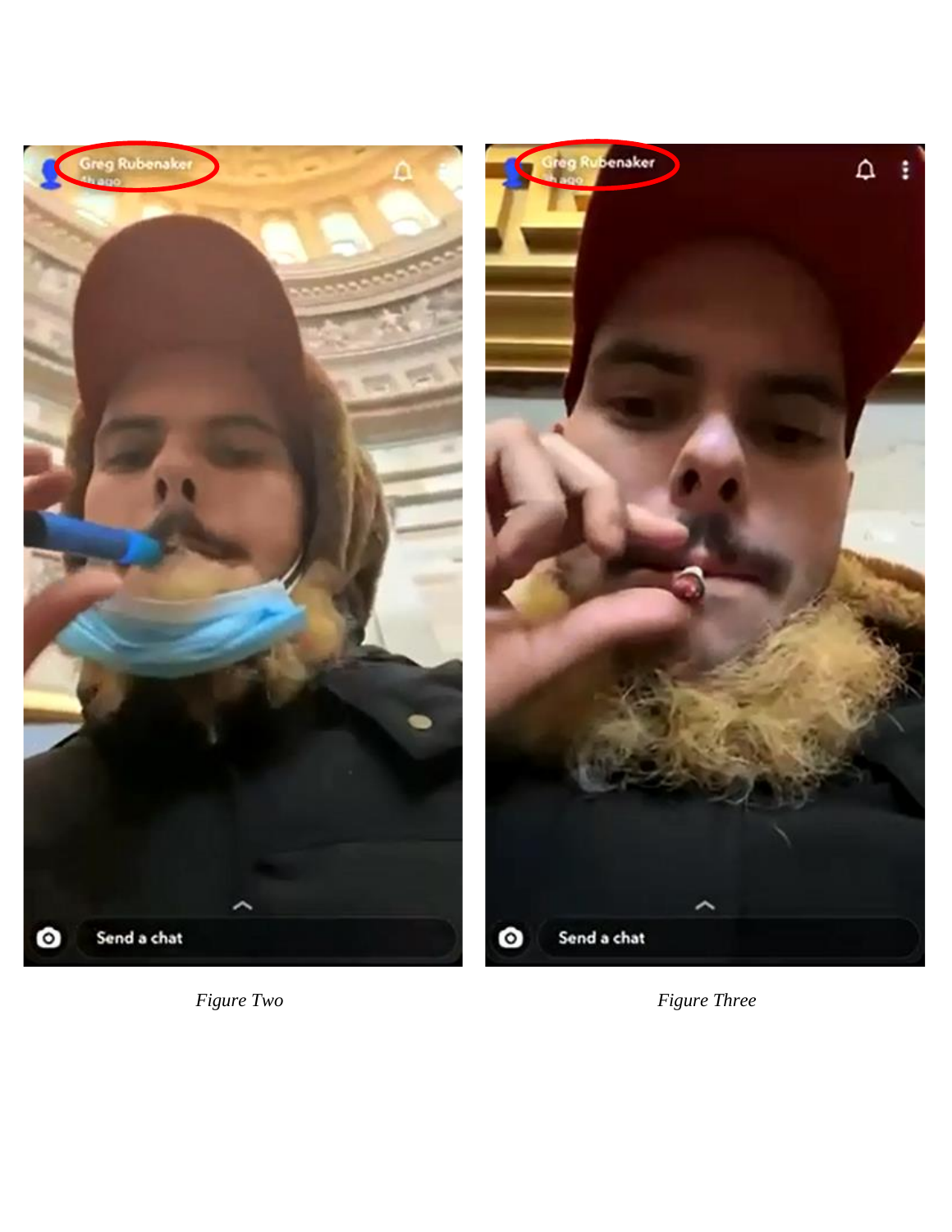*Figure Two*

*Figure Three*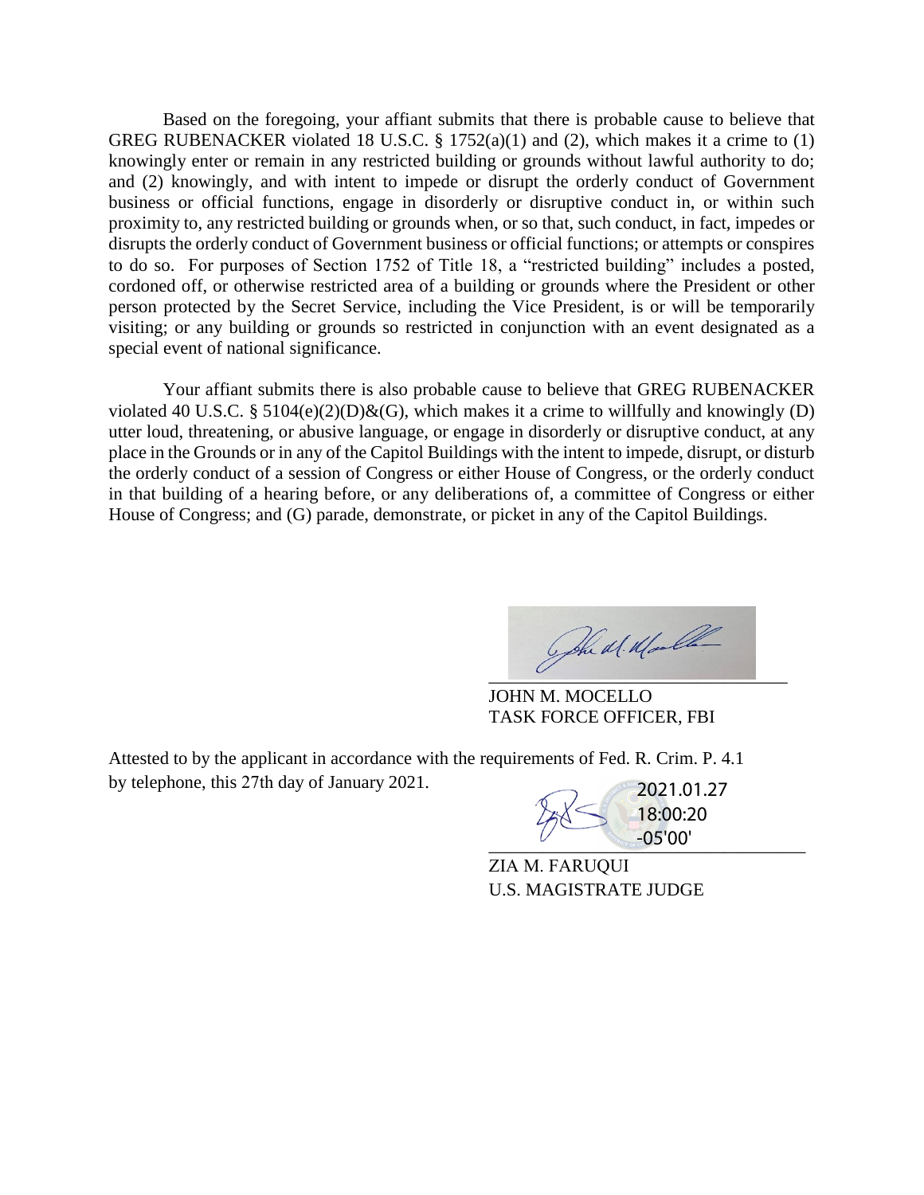Based on the foregoing, your affiant submits that there is probable cause to believe that GREG RUBENACKER violated 18 U.S.C. § 1752(a)(1) and (2), which makes it a crime to (1) knowingly enter or remain in any restricted building or grounds without lawful authority to do; and (2) knowingly, and with intent to impede or disrupt the orderly conduct of Government business or official functions, engage in disorderly or disruptive conduct in, or within such proximity to, any restricted building or grounds when, or so that, such conduct, in fact, impedes or disrupts the orderly conduct of Government business or official functions; or attempts or conspires to do so. For purposes of Section 1752 of Title 18, a "restricted building" includes a posted, cordoned off, or otherwise restricted area of a building or grounds where the President or other person protected by the Secret Service, including the Vice President, is or will be temporarily visiting; or any building or grounds so restricted in conjunction with an event designated as a special event of national significance.

Your affiant submits there is also probable cause to believe that GREG RUBENACKER violated 40 U.S.C. § 5104(e)(2)(D)&(G), which makes it a crime to willfully and knowingly (D) utter loud, threatening, or abusive language, or engage in disorderly or disruptive conduct, at any place in the Grounds or in any of the Capitol Buildings with the intent to impede, disrupt, or disturb the orderly conduct of a session of Congress or either House of Congress, or the orderly conduct in that building of a hearing before, or any deliberations of, a committee of Congress or either House of Congress; and (G) parade, demonstrate, or picket in any of the Capitol Buildings.

_______________________________
JOHN M. MOCELLO
TASK FORCE OFFICER, FBI

Attested to by the applicant in accordance with the requirements of Fed. R. Crim. P. 4.1 by telephone, this 27th day of January 2021.

2021.01.27
18:00:20
-05'00'
_______________________________
ZIA M. FARUQUI
U.S. MAGISTRATE JUDGE